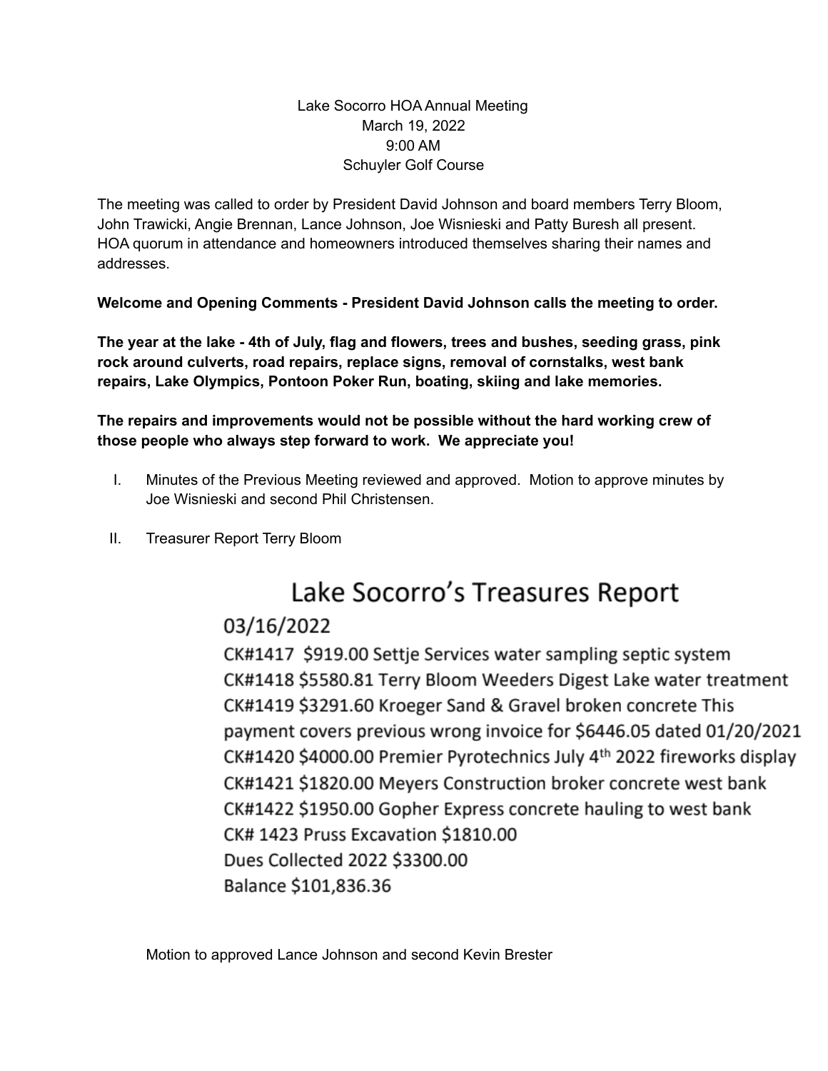Lake Socorro HOA Annual Meeting
March 19, 2022
9:00 AM
Schuyler Golf Course

The meeting was called to order by President David Johnson and board members Terry Bloom, John Trawicki, Angie Brennan, Lance Johnson, Joe Wisnieski and Patty Buresh all present. HOA quorum in attendance and homeowners introduced themselves sharing their names and addresses.

**Welcome and Opening Comments - President David Johnson calls the meeting to order.**

**The year at the lake - 4th of July, flag and flowers, trees and bushes, seeding grass, pink rock around culverts, road repairs, replace signs, removal of cornstalks, west bank repairs, Lake Olympics, Pontoon Poker Run, boating, skiing and lake memories.**

**The repairs and improvements would not be possible without the hard working crew of those people who always step forward to work. We appreciate you!**

I. Minutes of the Previous Meeting reviewed and approved. Motion to approve minutes by Joe Wisnieski and second Phil Christensen.

II. Treasurer Report Terry Bloom

## Lake Socorro's Treasures Report

03/16/2022

CK#1417 $919.00 Settje Services water sampling septic system
CK#1418 $5580.81 Terry Bloom Weeders Digest Lake water treatment
CK#1419 $3291.60 Kroeger Sand & Gravel broken concrete This payment covers previous wrong invoice for $6446.05 dated 01/20/2021
CK#1420 $4000.00 Premier Pyrotechnics July 4th 2022 fireworks display
CK#1421 $1820.00 Meyers Construction broker concrete west bank
CK#1422 $1950.00 Gopher Express concrete hauling to west bank
CK# 1423 Pruss Excavation $1810.00
Dues Collected 2022 $3300.00
Balance $101,836.36

Motion to approved Lance Johnson and second Kevin Brester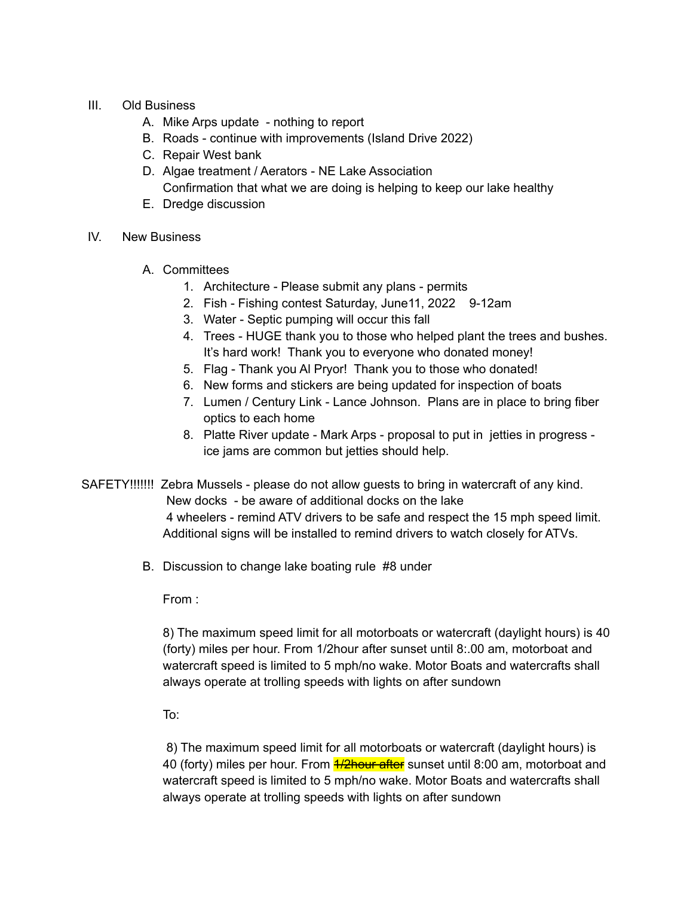III. Old Business

A. Mike Arps update - nothing to report
B. Roads - continue with improvements (Island Drive 2022)
C. Repair West bank
D. Algae treatment / Aerators - NE Lake Association
   Confirmation that what we are doing is helping to keep our lake healthy
E. Dredge discussion

IV. New Business

A. Committees
   1. Architecture - Please submit any plans - permits
   2. Fish - Fishing contest Saturday, June11, 2022 9-12am
   3. Water - Septic pumping will occur this fall
   4. Trees - HUGE thank you to those who helped plant the trees and bushes. It's hard work! Thank you to everyone who donated money!
   5. Flag - Thank you Al Pryor! Thank you to those who donated!
   6. New forms and stickers are being updated for inspection of boats
   7. Lumen / Century Link - Lance Johnson. Plans are in place to bring fiber optics to each home
   8. Platte River update - Mark Arps - proposal to put in jetties in progress - ice jams are common but jetties should help.

SAFETY!!!!!!! Zebra Mussels - please do not allow guests to bring in watercraft of any kind.
New docks - be aware of additional docks on the lake
4 wheelers - remind ATV drivers to be safe and respect the 15 mph speed limit. Additional signs will be installed to remind drivers to watch closely for ATVs.

B. Discussion to change lake boating rule #8 under

From :

8) The maximum speed limit for all motorboats or watercraft (daylight hours) is 40 (forty) miles per hour. From 1/2hour after sunset until 8:.00 am, motorboat and watercraft speed is limited to 5 mph/no wake. Motor Boats and watercrafts shall always operate at trolling speeds with lights on after sundown

To:

8) The maximum speed limit for all motorboats or watercraft (daylight hours) is 40 (forty) miles per hour. From ~~1/2hour after~~ sunset until 8:00 am, motorboat and watercraft speed is limited to 5 mph/no wake. Motor Boats and watercrafts shall always operate at trolling speeds with lights on after sundown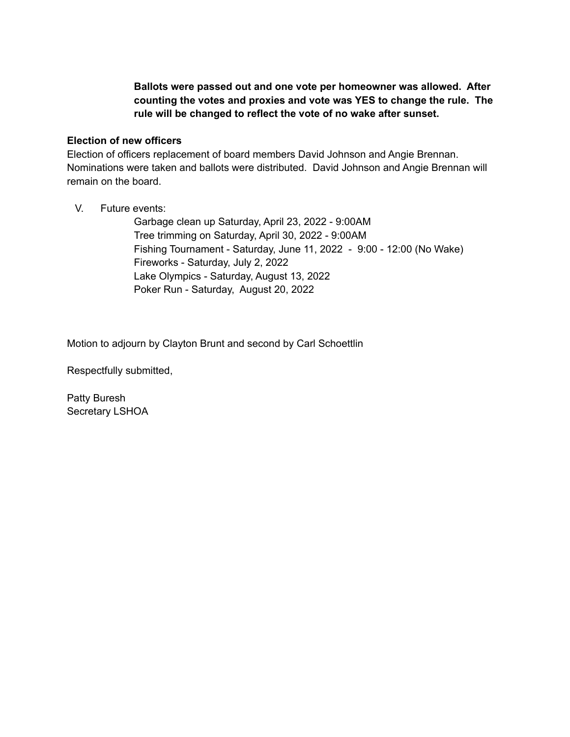**Ballots were passed out and one vote per homeowner was allowed. After counting the votes and proxies and vote was YES to change the rule. The rule will be changed to reflect the vote of no wake after sunset.**

**Election of new officers**

Election of officers replacement of board members David Johnson and Angie Brennan. Nominations were taken and ballots were distributed. David Johnson and Angie Brennan will remain on the board.

V. Future events:

Garbage clean up Saturday, April 23, 2022 - 9:00AM
Tree trimming on Saturday, April 30, 2022 - 9:00AM
Fishing Tournament - Saturday, June 11, 2022 - 9:00 - 12:00 (No Wake)
Fireworks - Saturday, July 2, 2022
Lake Olympics - Saturday, August 13, 2022
Poker Run - Saturday, August 20, 2022

Motion to adjourn by Clayton Brunt and second by Carl Schoettlin

Respectfully submitted,

Patty Buresh
Secretary LSHOA